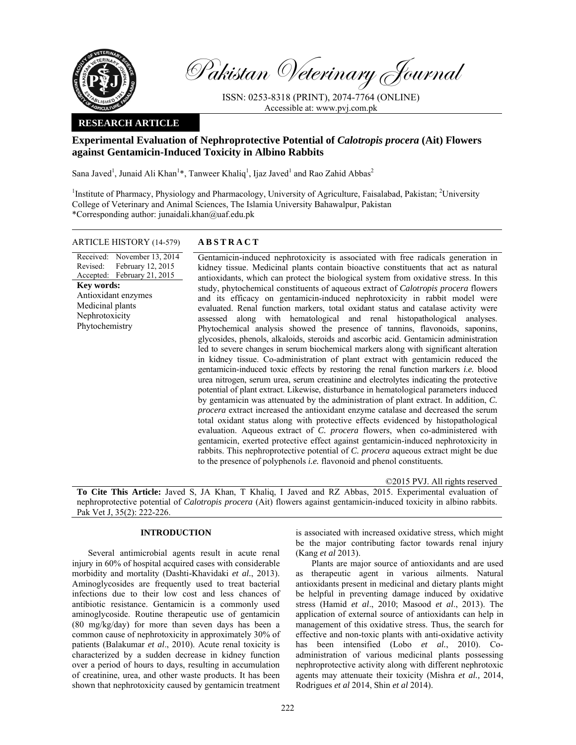# Pakistan Veterinary Journal

ISSN: 0253-8318 (PRINT), 2074-7764 (ONLINE)
Accessible at: www.pvj.com.pk

**RESEARCH ARTICLE**

## Experimental Evaluation of Nephroprotective Potential of *Calotropis procera* (Ait) Flowers against Gentamicin-Induced Toxicity in Albino Rabbits

Sana Javed[1], Junaid Ali Khan[1]*, Tanweer Khaliq[1], Ijaz Javed[1] and Rao Zahid Abbas[2]

[1]Institute of Pharmacy, Physiology and Pharmacology, University of Agriculture, Faisalabad, Pakistan; [2]University College of Veterinary and Animal Sciences, The Islamia University Bahawalpur, Pakistan
*Corresponding author: junaidali.khan@uaf.edu.pk

**ARTICLE HISTORY** (14-579)

Received: November 13, 2014
Revised: February 12, 2015
Accepted: February 21, 2015

**Key words:**
Antioxidant enzymes
Medicinal plants
Nephrotoxicity
Phytochemistry

**ABSTRACT**

Gentamicin-induced nephrotoxicity is associated with free radicals generation in kidney tissue. Medicinal plants contain bioactive constituents that act as natural antioxidants, which can protect the biological system from oxidative stress. In this study, phytochemical constituents of aqueous extract of *Calotropis procera* flowers and its efficacy on gentamicin-induced nephrotoxicity in rabbit model were evaluated. Renal function markers, total oxidant status and catalase activity were assessed along with hematological and renal histopathological analyses. Phytochemical analysis showed the presence of tannins, flavonoids, saponins, glycosides, phenols, alkaloids, steroids and ascorbic acid. Gentamicin administration led to severe changes in serum biochemical markers along with significant alteration in kidney tissue. Co-administration of plant extract with gentamicin reduced the gentamicin-induced toxic effects by restoring the renal function markers *i.e.* blood urea nitrogen, serum urea, serum creatinine and electrolytes indicating the protective potential of plant extract. Likewise, disturbance in hematological parameters induced by gentamicin was attenuated by the administration of plant extract. In addition, *C. procera* extract increased the antioxidant enzyme catalase and decreased the serum total oxidant status along with protective effects evidenced by histopathological evaluation. Aqueous extract of *C. procera* flowers, when co-administered with gentamicin, exerted protective effect against gentamicin-induced nephrotoxicity in rabbits. This nephroprotective potential of *C. procera* aqueous extract might be due to the presence of polyphenols *i.e.* flavonoid and phenol constituents.

©2015 PVJ. All rights reserved

**To Cite This Article:** Javed S, JA Khan, T Khaliq, I Javed and RZ Abbas, 2015. Experimental evaluation of nephroprotective potential of *Calotropis procera* (Ait) flowers against gentamicin-induced toxicity in albino rabbits. Pak Vet J, 35(2): 222-226.

## INTRODUCTION

Several antimicrobial agents result in acute renal injury in 60% of hospital acquired cases with considerable morbidity and mortality (Dashti-Khavidaki *et al.*, 2013). Aminoglycosides are frequently used to treat bacterial infections due to their low cost and less chances of antibiotic resistance. Gentamicin is a commonly used aminoglycoside. Routine therapeutic use of gentamicin (80 mg/kg/day) for more than seven days has been a common cause of nephrotoxicity in approximately 30% of patients (Balakumar *et al*., 2010). Acute renal toxicity is characterized by a sudden decrease in kidney function over a period of hours to days, resulting in accumulation of creatinine, urea, and other waste products. It has been shown that nephrotoxicity caused by gentamicin treatment is associated with increased oxidative stress, which might be the major contributing factor towards renal injury (Kang *et al* 2013).

Plants are major source of antioxidants and are used as therapeutic agent in various ailments. Natural antioxidants present in medicinal and dietary plants might be helpful in preventing damage induced by oxidative stress (Hamid *et al*., 2010; Masood *et al*., 2013). The application of external source of antioxidants can help in management of this oxidative stress. Thus, the search for effective and non-toxic plants with anti-oxidative activity has been intensified (Lobo *et al.*, 2010). Co-administration of various medicinal plants possessing nephroprotective activity along with different nephrotoxic agents may attenuate their toxicity (Mishra *et al.,* 2014, Rodrigues *et al* 2014, Shin *et al* 2014).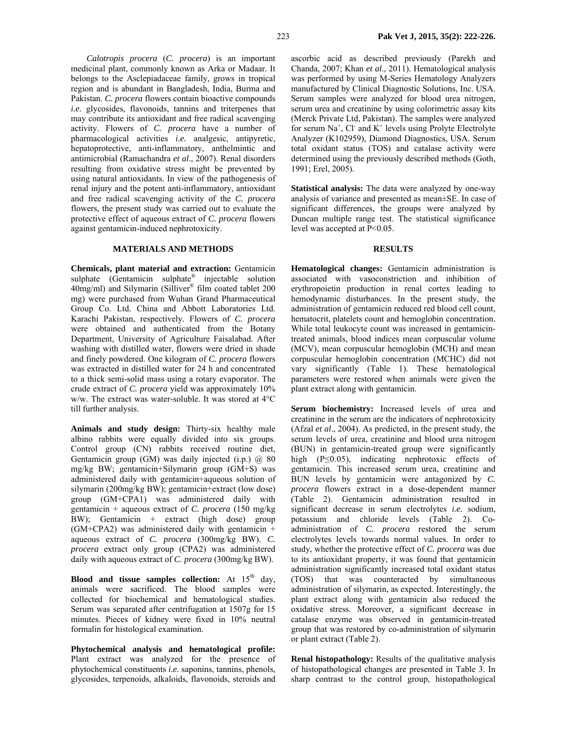*Calotropis procera* (*C. procera*) is an important medicinal plant, commonly known as Arka or Madaar. It belongs to the Asclepiadaceae family, grows in tropical region and is abundant in Bangladesh, India, Burma and Pakistan. *C. procera* flowers contain bioactive compounds *i.e.* glycosides, flavonoids, tannins and triterpenes that may contribute its antioxidant and free radical scavenging activity. Flowers of *C. procera* have a number of pharmacological activities *i.e.* analgesic, antipyretic, hepatoprotective, anti-inflammatory, anthelmintic and antimicrobial (Ramachandra *et al*., 2007). Renal disorders resulting from oxidative stress might be prevented by using natural antioxidants. In view of the pathogenesis of renal injury and the potent anti-inflammatory, antioxidant and free radical scavenging activity of the *C. procera* flowers, the present study was carried out to evaluate the protective effect of aqueous extract of *C. procera* flowers against gentamicin-induced nephrotoxicity.

## MATERIALS AND METHODS

**Chemicals, plant material and extraction:** Gentamicin sulphate (Gentamicin sulphate® injectable solution 40mg/ml) and Silymarin (Silliver® film coated tablet 200 mg) were purchased from Wuhan Grand Pharmaceutical Group Co. Ltd. China and Abbott Laboratories Ltd. Karachi Pakistan, respectively. Flowers of *C. procera* were obtained and authenticated from the Botany Department, University of Agriculture Faisalabad. After washing with distilled water, flowers were dried in shade and finely powdered. One kilogram of *C. procera* flowers was extracted in distilled water for 24 h and concentrated to a thick semi-solid mass using a rotary evaporator. The crude extract of *C. procera* yield was approximately 10% w/w. The extract was water-soluble. It was stored at 4°C till further analysis.

**Animals and study design:** Thirty-six healthy male albino rabbits were equally divided into six groups. Control group (CN) rabbits received routine diet, Gentamicin group (GM) was daily injected (i.p.) @ 80 mg/kg BW; gentamicin+Silymarin group (GM+S) was administered daily with gentamicin+aqueous solution of silymarin (200mg/kg BW); gentamicin+extract (low dose) group (GM+CPA1) was administered daily with gentamicin + aqueous extract of *C. procera* (150 mg/kg BW); Gentamicin + extract (high dose) group (GM+CPA2) was administered daily with gentamicin + aqueous extract of *C. procera* (300mg/kg BW). *C. procera* extract only group (CPA2) was administered daily with aqueous extract of *C. procera* (300mg/kg BW).

**Blood and tissue samples collection:** At $15^{th}$ day, animals were sacrificed. The blood samples were collected for biochemical and hematological studies. Serum was separated after centrifugation at 1507g for 15 minutes. Pieces of kidney were fixed in 10% neutral formalin for histological examination.

**Phytochemical analysis and hematological profile:** Plant extract was analyzed for the presence of phytochemical constituents *i.e.* saponins, tannins, phenols, glycosides, terpenoids, alkaloids, flavonoids, steroids and ascorbic acid as described previously (Parekh and Chanda, 2007; Khan *et al*., 2011). Hematological analysis was performed by using M-Series Hematology Analyzers manufactured by Clinical Diagnostic Solutions, Inc. USA. Serum samples were analyzed for blood urea nitrogen, serum urea and creatinine by using colorimetric assay kits (Merck Private Ltd, Pakistan). The samples were analyzed for serum $Na^+$, $Cl^-$ and $K^+$ levels using Prolyte Electrolyte Analyzer (K102959), Diamond Diagnostics, USA. Serum total oxidant status (TOS) and catalase activity were determined using the previously described methods (Goth, 1991; Erel, 2005).

**Statistical analysis:** The data were analyzed by one-way analysis of variance and presented as mean±SE. In case of significant differences, the groups were analyzed by Duncan multiple range test. The statistical significance level was accepted at $P<0.05$.

## RESULTS

**Hematological changes:** Gentamicin administration is associated with vasoconstriction and inhibition of erythropoietin production in renal cortex leading to hemodynamic disturbances. In the present study, the administration of gentamicin reduced red blood cell count, hematocrit, platelets count and hemoglobin concentration. While total leukocyte count was increased in gentamicin-treated animals, blood indices mean corpuscular volume (MCV), mean corpuscular hemoglobin (MCH) and mean corpuscular hemoglobin concentration (MCHC) did not vary significantly (Table 1). These hematological parameters were restored when animals were given the plant extract along with gentamicin.

**Serum biochemistry:** Increased levels of urea and creatinine in the serum are the indicators of nephrotoxicity (Afzal *et al*., 2004). As predicted, in the present study, the serum levels of urea, creatinine and blood urea nitrogen (BUN) in gentamicin-treated group were significantly high ($P\leq0.05$), indicating nephrotoxic effects of gentamicin. This increased serum urea, creatinine and BUN levels by gentamicin were antagonized by *C. procera* flowers extract in a dose-dependent manner (Table 2). Gentamicin administration resulted in significant decrease in serum electrolytes *i.e.* sodium, potassium and chloride levels (Table 2). Co-administration of *C. procera* restored the serum electrolytes levels towards normal values. In order to study, whether the protective effect of *C. procera* was due to its antioxidant property, it was found that gentamicin administration significantly increased total oxidant status (TOS) that was counteracted by simultaneous administration of silymarin, as expected. Interestingly, the plant extract along with gentamicin also reduced the oxidative stress. Moreover, a significant decrease in catalase enzyme was observed in gentamicin-treated group that was restored by co-administration of silymarin or plant extract (Table 2).

**Renal histopathology:** Results of the qualitative analysis of histopathological changes are presented in Table 3. In sharp contrast to the control group, histopathological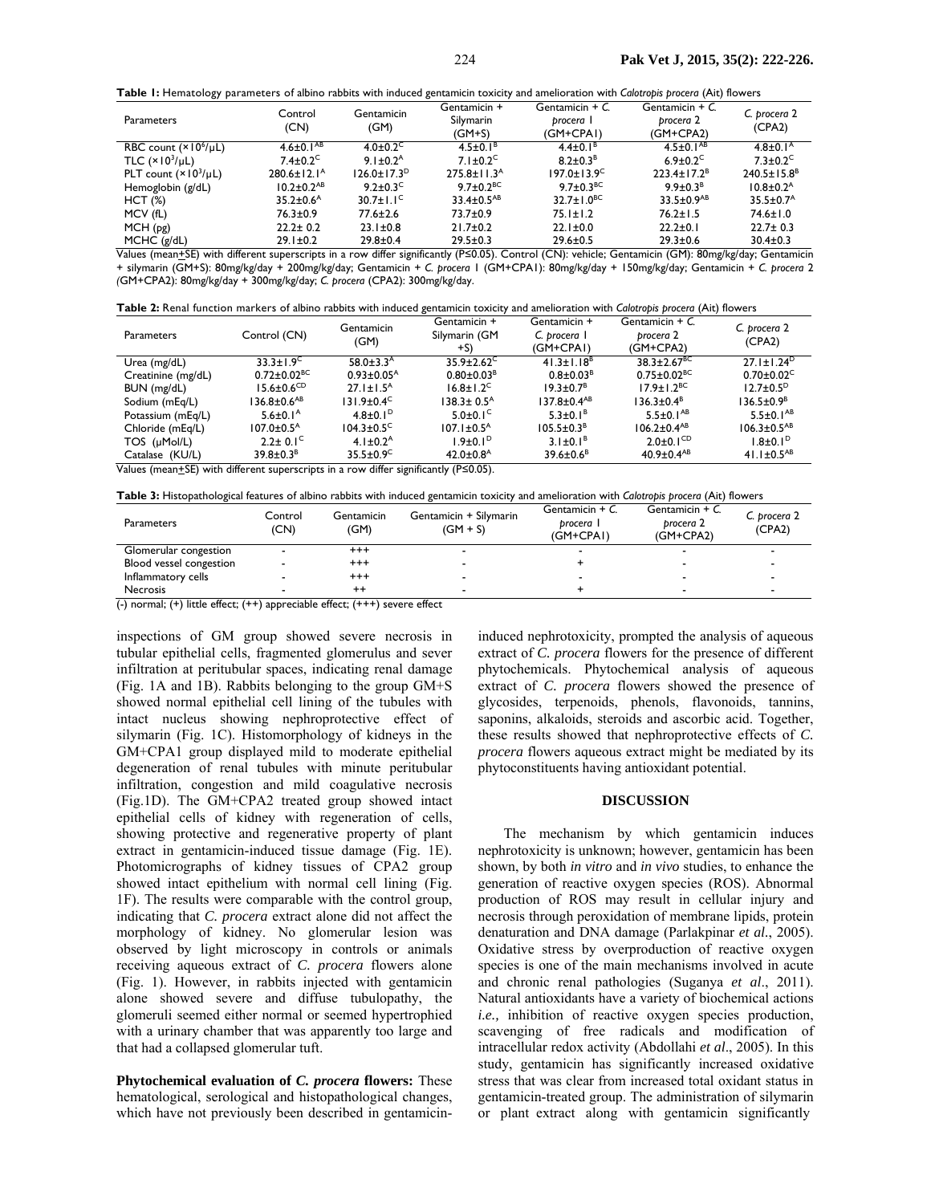**Table 1:** Hematology parameters of albino rabbits with induced gentamicin toxicity and amelioration with *Calotropis procera* (Ait) flowers

| Parameters | Control (CN) | Gentamicin (GM) | Gentamicin + Silymarin (GM+S) | Gentamicin + *C. procera* 1 (GM+CPA1) | Gentamicin + *C. procera* 2 (GM+CPA2) | *C. procera* 2 (CPA2) |
|---|---|---|---|---|---|---|
| RBC count ($\times 10^6/\mu L$) | $4.6\pm0.1^{AB}$ | $4.0\pm0.2^{C}$ | $4.5\pm0.1^{B}$ | $4.4\pm0.1^{B}$ | $4.5\pm0.1^{AB}$ | $4.8\pm0.1^{A}$ |
| TLC ($\times 10^3/\mu L$) | $7.4\pm0.2^{C}$ | $9.1\pm0.2^{A}$ | $7.1\pm0.2^{C}$ | $8.2\pm0.3^{B}$ | $6.9\pm0.2^{C}$ | $7.3\pm0.2^{C}$ |
| PLT count ($\times 10^3/\mu L$) | $280.6\pm12.1^{A}$ | $126.0\pm17.3^{D}$ | $275.8\pm11.3^{A}$ | $197.0\pm13.9^{C}$ | $223.4\pm17.2^{B}$ | $240.5\pm15.8^{B}$ |
| Hemoglobin (g/dL) | $10.2\pm0.2^{AB}$ | $9.2\pm0.3^{C}$ | $9.7\pm0.2^{BC}$ | $9.7\pm0.3^{BC}$ | $9.9\pm0.3^{B}$ | $10.8\pm0.2^{A}$ |
| HCT (%) | $35.2\pm0.6^{A}$ | $30.7\pm1.1^{C}$ | $33.4\pm0.5^{AB}$ | $32.7\pm1.0^{BC}$ | $33.5\pm0.9^{AB}$ | $35.5\pm0.7^{A}$ |
| MCV (fL) | 76.3±0.9 | 77.6±2.6 | 73.7±0.9 | 75.1±1.2 | 76.2±1.5 | 74.6±1.0 |
| MCH (pg) | 22.2± 0.2 | 23.1±0.8 | 21.7±0.2 | 22.1±0.0 | 22.2±0.1 | 22.7± 0.3 |
| MCHC (g/dL) | 29.1±0.2 | 29.8±0.4 | 29.5±0.3 | 29.6±0.5 | 29.3±0.6 | 30.4±0.3 |

Values (mean±SE) with different superscripts in a row differ significantly (P≤0.05). Control (CN): vehicle; Gentamicin (GM): 80mg/kg/day; Gentamicin + silymarin (GM+S): 80mg/kg/day + 200mg/kg/day; Gentamicin + *C. procera* 1 (GM+CPA1): 80mg/kg/day + 150mg/kg/day; Gentamicin + *C. procera* 2 (GM+CPA2): 80mg/kg/day + 300mg/kg/day; *C. procera* (CPA2): 300mg/kg/day.

**Table 2:** Renal function markers of albino rabbits with induced gentamicin toxicity and amelioration with *Calotropis procera* (Ait) flowers

| Parameters | Control (CN) | Gentamicin (GM) | Gentamicin + Silymarin (GM +S) | Gentamicin + *C. procera* 1 (GM+CPA1) | Gentamicin + *C. procera* 2 (GM+CPA2) | *C. procera* 2 (CPA2) |
|---|---|---|---|---|---|---|
| Urea (mg/dL) | $33.3\pm1.9^{C}$ | $58.0\pm3.3^{A}$ | $35.9\pm2.62^{C}$ | $41.3\pm1.18^{B}$ | $38.3\pm2.67^{BC}$ | $27.1\pm1.24^{D}$ |
| Creatinine (mg/dL) | $0.72\pm0.02^{BC}$ | $0.93\pm0.05^{A}$ | $0.80\pm0.03^{B}$ | $0.8\pm0.03^{B}$ | $0.75\pm0.02^{BC}$ | $0.70\pm0.02^{C}$ |
| BUN (mg/dL) | $15.6\pm0.6^{CD}$ | $27.1\pm1.5^{A}$ | $16.8\pm1.2^{C}$ | $19.3\pm0.7^{B}$ | $17.9\pm1.2^{BC}$ | $12.7\pm0.5^{D}$ |
| Sodium (mEq/L) | $136.8\pm0.6^{AB}$ | $131.9\pm0.4^{C}$ | $138.3\pm 0.5^{A}$ | $137.8\pm0.4^{AB}$ | $136.3\pm0.4^{B}$ | $136.5\pm0.9^{B}$ |
| Potassium (mEq/L) | $5.6\pm0.1^{A}$ | $4.8\pm0.1^{D}$ | $5.0\pm0.1^{C}$ | $5.3\pm0.1^{B}$ | $5.5\pm0.1^{AB}$ | $5.5\pm0.1^{AB}$ |
| Chloride (mEq/L) | $107.0\pm0.5^{A}$ | $104.3\pm0.5^{C}$ | $107.1\pm0.5^{A}$ | $105.5\pm0.3^{B}$ | $106.2\pm0.4^{AB}$ | $106.3\pm0.5^{AB}$ |
| TOS (μMol/L) | $2.2\pm 0.1^{C}$ | $4.1\pm0.2^{A}$ | $1.9\pm0.1^{D}$ | $3.1\pm0.1^{B}$ | $2.0\pm0.1^{CD}$ | $1.8\pm0.1^{D}$ |
| Catalase (KU/L) | $39.8\pm0.3^{B}$ | $35.5\pm0.9^{C}$ | $42.0\pm0.8^{A}$ | $39.6\pm0.6^{B}$ | $40.9\pm0.4^{AB}$ | $41.1\pm0.5^{AB}$ |

Values (mean±SE) with different superscripts in a row differ significantly (P≤0.05).

**Table 3:** Histopathological features of albino rabbits with induced gentamicin toxicity and amelioration with *Calotropis procera* (Ait) flowers

| Parameters | Control (CN) | Gentamicin (GM) | Gentamicin + Silymarin (GM + S) | Gentamicin + *C. procera* 1 (GM+CPA1) | Gentamicin + *C. procera* 2 (GM+CPA2) | *C. procera* 2 (CPA2) |
|---|---|---|---|---|---|---|
| Glomerular congestion | - | +++ | - | - | - | - |
| Blood vessel congestion | - | +++ | - | + | - | - |
| Inflammatory cells | - | +++ | - | - | - | - |
| Necrosis | - | ++ | - | + | - | - |

(-) normal; (+) little effect; (++) appreciable effect; (+++) severe effect

inspections of GM group showed severe necrosis in tubular epithelial cells, fragmented glomerulus and sever infiltration at peritubular spaces, indicating renal damage (Fig. 1A and 1B). Rabbits belonging to the group GM+S showed normal epithelial cell lining of the tubules with intact nucleus showing nephroprotective effect of silymarin (Fig. 1C). Histomorphology of kidneys in the GM+CPA1 group displayed mild to moderate epithelial degeneration of renal tubules with minute peritubular infiltration, congestion and mild coagulative necrosis (Fig.1D). The GM+CPA2 treated group showed intact epithelial cells of kidney with regeneration of cells, showing protective and regenerative property of plant extract in gentamicin-induced tissue damage (Fig. 1E). Photomicrographs of kidney tissues of CPA2 group showed intact epithelium with normal cell lining (Fig. 1F). The results were comparable with the control group, indicating that *C. procera* extract alone did not affect the morphology of kidney. No glomerular lesion was observed by light microscopy in controls or animals receiving aqueous extract of *C. procera* flowers alone (Fig. 1). However, in rabbits injected with gentamicin alone showed severe and diffuse tubulopathy, the glomeruli seemed either normal or seemed hypertrophied with a urinary chamber that was apparently too large and that had a collapsed glomerular tuft.

**Phytochemical evaluation of *C. procera* flowers:** These hematological, serological and histopathological changes, which have not previously been described in gentamicin-induced nephrotoxicity, prompted the analysis of aqueous extract of *C. procera* flowers for the presence of different phytochemicals. Phytochemical analysis of aqueous extract of *C. procera* flowers showed the presence of glycosides, terpenoids, phenols, flavonoids, tannins, saponins, alkaloids, steroids and ascorbic acid. Together, these results showed that nephroprotective effects of *C. procera* flowers aqueous extract might be mediated by its phytoconstituents having antioxidant potential.

## DISCUSSION

The mechanism by which gentamicin induces nephrotoxicity is unknown; however, gentamicin has been shown, by both *in vitro* and *in vivo* studies, to enhance the generation of reactive oxygen species (ROS). Abnormal production of ROS may result in cellular injury and necrosis through peroxidation of membrane lipids, protein denaturation and DNA damage (Parlakpinar *et al*., 2005). Oxidative stress by overproduction of reactive oxygen species is one of the main mechanisms involved in acute and chronic renal pathologies (Suganya *et al*., 2011). Natural antioxidants have a variety of biochemical actions *i.e.,* inhibition of reactive oxygen species production, scavenging of free radicals and modification of intracellular redox activity (Abdollahi *et al*., 2005). In this study, gentamicin has significantly increased oxidative stress that was clear from increased total oxidant status in gentamicin-treated group. The administration of silymarin or plant extract along with gentamicin significantly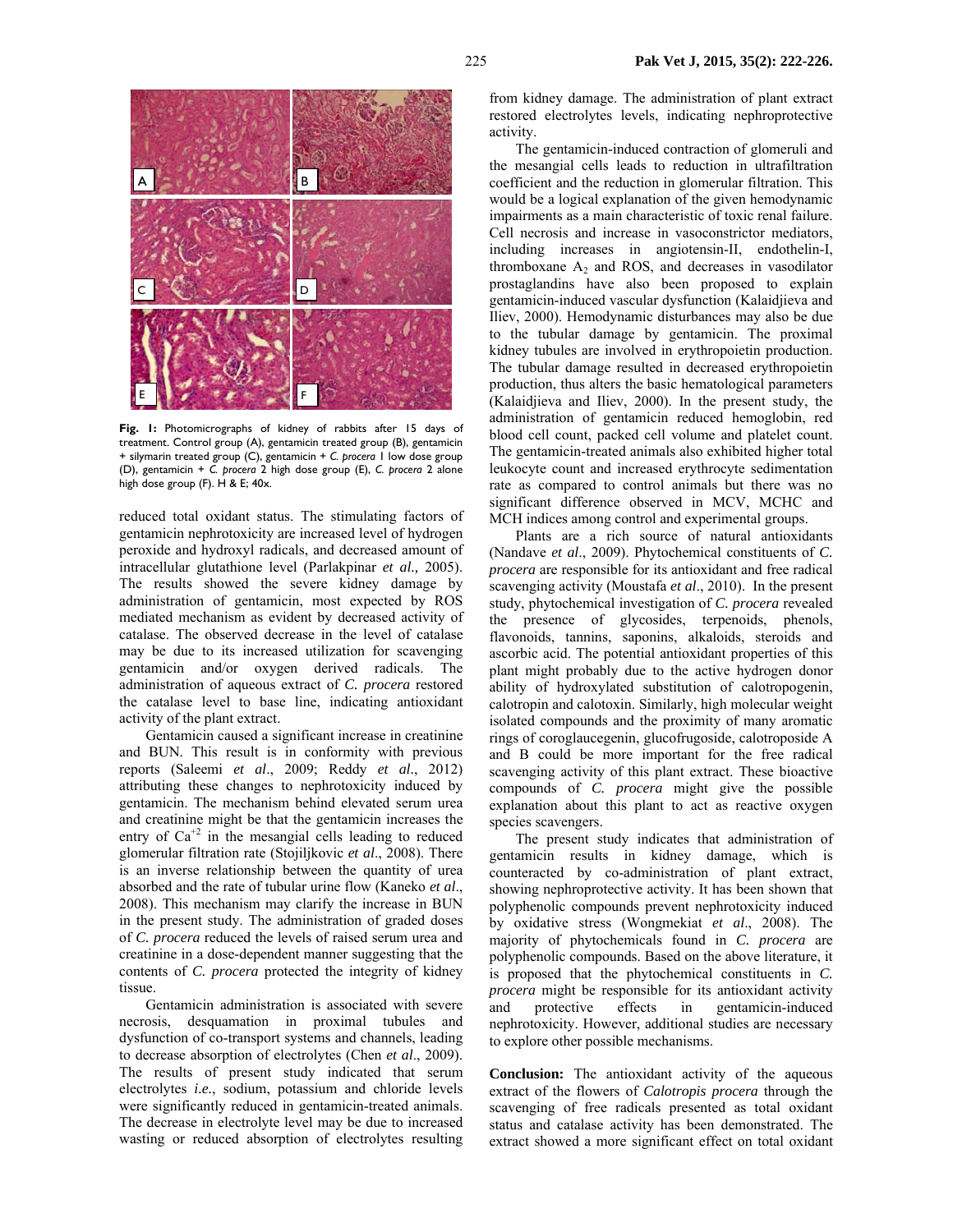Fig. 1: Photomicrographs of kidney of rabbits after 15 days of treatment. Control group (A), gentamicin treated group (B), gentamicin + silymarin treated group (C), gentamicin + *C. procera* 1 low dose group (D), gentamicin + *C. procera* 2 high dose group (E), *C. procera* 2 alone high dose group (F). H & E; 40x.

reduced total oxidant status. The stimulating factors of gentamicin nephrotoxicity are increased level of hydrogen peroxide and hydroxyl radicals, and decreased amount of intracellular glutathione level (Parlakpinar *et al.,* 2005). The results showed the severe kidney damage by administration of gentamicin, most expected by ROS mediated mechanism as evident by decreased activity of catalase. The observed decrease in the level of catalase may be due to its increased utilization for scavenging gentamicin and/or oxygen derived radicals. The administration of aqueous extract of *C. procera* restored the catalase level to base line, indicating antioxidant activity of the plant extract.

Gentamicin caused a significant increase in creatinine and BUN. This result is in conformity with previous reports (Saleemi *et al*., 2009; Reddy *et al*., 2012) attributing these changes to nephrotoxicity induced by gentamicin. The mechanism behind elevated serum urea and creatinine might be that the gentamicin increases the entry of $Ca^{+2}$ in the mesangial cells leading to reduced glomerular filtration rate (Stojiljkovic *et al*., 2008). There is an inverse relationship between the quantity of urea absorbed and the rate of tubular urine flow (Kaneko *et al*., 2008). This mechanism may clarify the increase in BUN in the present study. The administration of graded doses of *C. procera* reduced the levels of raised serum urea and creatinine in a dose-dependent manner suggesting that the contents of *C. procera* protected the integrity of kidney tissue.

Gentamicin administration is associated with severe necrosis, desquamation in proximal tubules and dysfunction of co-transport systems and channels, leading to decrease absorption of electrolytes (Chen *et al*., 2009). The results of present study indicated that serum electrolytes *i.e.*, sodium, potassium and chloride levels were significantly reduced in gentamicin-treated animals. The decrease in electrolyte level may be due to increased wasting or reduced absorption of electrolytes resulting from kidney damage. The administration of plant extract restored electrolytes levels, indicating nephroprotective activity.

The gentamicin-induced contraction of glomeruli and the mesangial cells leads to reduction in ultrafiltration coefficient and the reduction in glomerular filtration. This would be a logical explanation of the given hemodynamic impairments as a main characteristic of toxic renal failure. Cell necrosis and increase in vasoconstrictor mediators, including increases in angiotensin-II, endothelin-I, thromboxane $A_2$ and ROS, and decreases in vasodilator prostaglandins have also been proposed to explain gentamicin-induced vascular dysfunction (Kalaidjieva and Iliev, 2000). Hemodynamic disturbances may also be due to the tubular damage by gentamicin. The proximal kidney tubules are involved in erythropoietin production. The tubular damage resulted in decreased erythropoietin production, thus alters the basic hematological parameters (Kalaidjieva and Iliev, 2000). In the present study, the administration of gentamicin reduced hemoglobin, red blood cell count, packed cell volume and platelet count. The gentamicin-treated animals also exhibited higher total leukocyte count and increased erythrocyte sedimentation rate as compared to control animals but there was no significant difference observed in MCV, MCHC and MCH indices among control and experimental groups.

Plants are a rich source of natural antioxidants (Nandave *et al*., 2009). Phytochemical constituents of *C. procera* are responsible for its antioxidant and free radical scavenging activity (Moustafa *et al*., 2010). In the present study, phytochemical investigation of *C. procera* revealed the presence of glycosides, terpenoids, phenols, flavonoids, tannins, saponins, alkaloids, steroids and ascorbic acid. The potential antioxidant properties of this plant might probably due to the active hydrogen donor ability of hydroxylated substitution of calotropogenin, calotropin and calotoxin. Similarly, high molecular weight isolated compounds and the proximity of many aromatic rings of coroglaucegenin, glucofrugoside, calotroposide A and B could be more important for the free radical scavenging activity of this plant extract. These bioactive compounds of *C. procera* might give the possible explanation about this plant to act as reactive oxygen species scavengers.

The present study indicates that administration of gentamicin results in kidney damage, which is counteracted by co-administration of plant extract, showing nephroprotective activity. It has been shown that polyphenolic compounds prevent nephrotoxicity induced by oxidative stress (Wongmekiat *et al*., 2008). The majority of phytochemicals found in *C. procera* are polyphenolic compounds. Based on the above literature, it is proposed that the phytochemical constituents in *C. procera* might be responsible for its antioxidant activity and protective effects in gentamicin-induced nephrotoxicity. However, additional studies are necessary to explore other possible mechanisms.

**Conclusion:** The antioxidant activity of the aqueous extract of the flowers of *Calotropis procera* through the scavenging of free radicals presented as total oxidant status and catalase activity has been demonstrated. The extract showed a more significant effect on total oxidant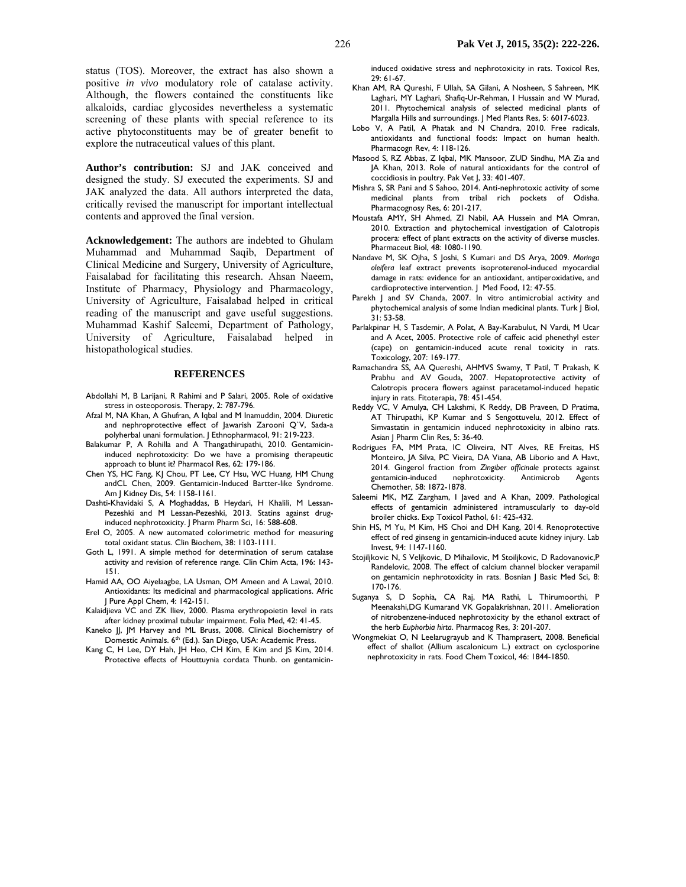status (TOS). Moreover, the extract has also shown a positive *in vivo* modulatory role of catalase activity. Although, the flowers contained the constituents like alkaloids, cardiac glycosides nevertheless a systematic screening of these plants with special reference to its active phytoconstituents may be of greater benefit to explore the nutraceutical values of this plant.

**Author's contribution:** SJ and JAK conceived and designed the study. SJ executed the experiments. SJ and JAK analyzed the data. All authors interpreted the data, critically revised the manuscript for important intellectual contents and approved the final version.

**Acknowledgement:** The authors are indebted to Ghulam Muhammad and Muhammad Saqib, Department of Clinical Medicine and Surgery, University of Agriculture, Faisalabad for facilitating this research. Ahsan Naeem, Institute of Pharmacy, Physiology and Pharmacology, University of Agriculture, Faisalabad helped in critical reading of the manuscript and gave useful suggestions. Muhammad Kashif Saleemi, Department of Pathology, University of Agriculture, Faisalabad helped in histopathological studies.

## REFERENCES

Abdollahi M, B Larijani, R Rahimi and P Salari, 2005. Role of oxidative stress in osteoporosis. Therapy, 2: 787-796.

Afzal M, NA Khan, A Ghufran, A Iqbal and M Inamuddin, 2004. Diuretic and nephroprotective effect of Jawarish Zarooni Q`V, Sada-a polyherbal unani formulation. J Ethnopharmacol, 91: 219-223.

Balakumar P, A Rohilla and A Thangathirupathi, 2010. Gentamicin-induced nephrotoxicity: Do we have a promising therapeutic approach to blunt it? Pharmacol Res, 62: 179-186.

Chen YS, HC Fang, KJ Chou, PT Lee, CY Hsu, WC Huang, HM Chung andCL Chen, 2009. Gentamicin-Induced Bartter-like Syndrome. Am J Kidney Dis, 54: 1158-1161.

Dashti-Khavidaki S, A Moghaddas, B Heydari, H Khalili, M Lessan-Pezeshki and M Lessan-Pezeshki, 2013. Statins against drug-induced nephrotoxicity. J Pharm Pharm Sci, 16: 588-608.

Erel O, 2005. A new automated colorimetric method for measuring total oxidant status. Clin Biochem, 38: 1103-1111.

Goth L, 1991. A simple method for determination of serum catalase activity and revision of reference range. Clin Chim Acta, 196: 143-151.

Hamid AA, OO Aiyelaagbe, LA Usman, OM Ameen and A Lawal, 2010. Antioxidants: Its medicinal and pharmacological applications. Afric J Pure Appl Chem, 4: 142-151.

Kalaidjieva VC and ZK Iliev, 2000. Plasma erythropoietin level in rats after kidney proximal tubular impairment. Folia Med, 42: 41-45.

Kaneko JJ, JM Harvey and ML Bruss, 2008. Clinical Biochemistry of Domestic Animals. 6th (Ed.). San Diego, USA: Academic Press.

Kang C, H Lee, DY Hah, JH Heo, CH Kim, E Kim and JS Kim, 2014. Protective effects of Houttuynia cordata Thunb. on gentamicin-induced oxidative stress and nephrotoxicity in rats. Toxicol Res, 29: 61-67.

Khan AM, RA Qureshi, F Ullah, SA Gilani, A Nosheen, S Sahreen, MK Laghari, MY Laghari, Shafiq-Ur-Rehman, I Hussain and W Murad, 2011. Phytochemical analysis of selected medicinal plants of Margalla Hills and surroundings. J Med Plants Res, 5: 6017-6023.

Lobo V, A Patil, A Phatak and N Chandra, 2010. Free radicals, antioxidants and functional foods: Impact on human health. Pharmacogn Rev, 4: 118-126.

Masood S, RZ Abbas, Z Iqbal, MK Mansoor, ZUD Sindhu, MA Zia and JA Khan, 2013. Role of natural antioxidants for the control of coccidiosis in poultry. Pak Vet J, 33: 401-407.

Mishra S, SR Pani and S Sahoo, 2014. Anti-nephrotoxic activity of some medicinal plants from tribal rich pockets of Odisha. Pharmacognosy Res, 6: 201-217.

Moustafa AMY, SH Ahmed, ZI Nabil, AA Hussein and MA Omran, 2010. Extraction and phytochemical investigation of Calotropis procera: effect of plant extracts on the activity of diverse muscles. Pharmaceut Biol, 48: 1080-1190.

Nandave M, SK Ojha, S Joshi, S Kumari and DS Arya, 2009. *Moringa oleifera* leaf extract prevents isoproterenol-induced myocardial damage in rats: evidence for an antioxidant, antiperoxidative, and cardioprotective intervention. J Med Food, 12: 47-55.

Parekh J and SV Chanda, 2007. In vitro antimicrobial activity and phytochemical analysis of some Indian medicinal plants. Turk J Biol, 31: 53-58.

Parlakpinar H, S Tasdemir, A Polat, A Bay-Karabulut, N Vardi, M Ucar and A Acet, 2005. Protective role of caffeic acid phenethyl ester (cape) on gentamicin-induced acute renal toxicity in rats. Toxicology, 207: 169-177.

Ramachandra SS, AA Quereshi, AHMVS Swamy, T Patil, T Prakash, K Prabhu and AV Gouda, 2007. Hepatoprotective activity of Calotropis procera flowers against paracetamol-induced hepatic injury in rats. Fitoterapia, 78: 451-454.

Reddy VC, V Amulya, CH Lakshmi, K Reddy, DB Praveen, D Pratima, AT Thirupathi, KP Kumar and S Sengottuvelu, 2012. Effect of Simvastatin in gentamicin induced nephrotoxicity in albino rats. Asian J Pharm Clin Res, 5: 36-40.

Rodrigues FA, MM Prata, IC Oliveira, NT Alves, RE Freitas, HS Monteiro, JA Silva, PC Vieira, DA Viana, AB Liborio and A Havt, 2014. Gingerol fraction from *Zingiber officinale* protects against gentamicin-induced nephrotoxicity. Antimicrob Agents Chemother, 58: 1872-1878.

Saleemi MK, MZ Zargham, I Javed and A Khan, 2009. Pathological effects of gentamicin administered intramuscularly to day-old broiler chicks. Exp Toxicol Pathol, 61: 425-432.

Shin HS, M Yu, M Kim, HS Choi and DH Kang, 2014. Renoprotective effect of red ginseng in gentamicin-induced acute kidney injury. Lab Invest, 94: 1147-1160.

Stojiljkovic N, S Veljkovic, D Mihailovic, M Stoiljkovic, D Radovanovic,P Randelovic, 2008. The effect of calcium channel blocker verapamil on gentamicin nephrotoxicity in rats. Bosnian J Basic Med Sci, 8: 170-176.

Suganya S, D Sophia, CA Raj, MA Rathi, L Thirumoorthi, P Meenakshi,DG Kumarand VK Gopalakrishnan, 2011. Amelioration of nitrobenzene-induced nephrotoxicity by the ethanol extract of the herb *Euphorbia hirta*. Pharmacog Res, 3: 201-207.

Wongmekiat O, N Leelarugrayub and K Thamprasert, 2008. Beneficial effect of shallot (Allium ascalonicum L.) extract on cyclosporine nephrotoxicity in rats. Food Chem Toxicol, 46: 1844-1850.